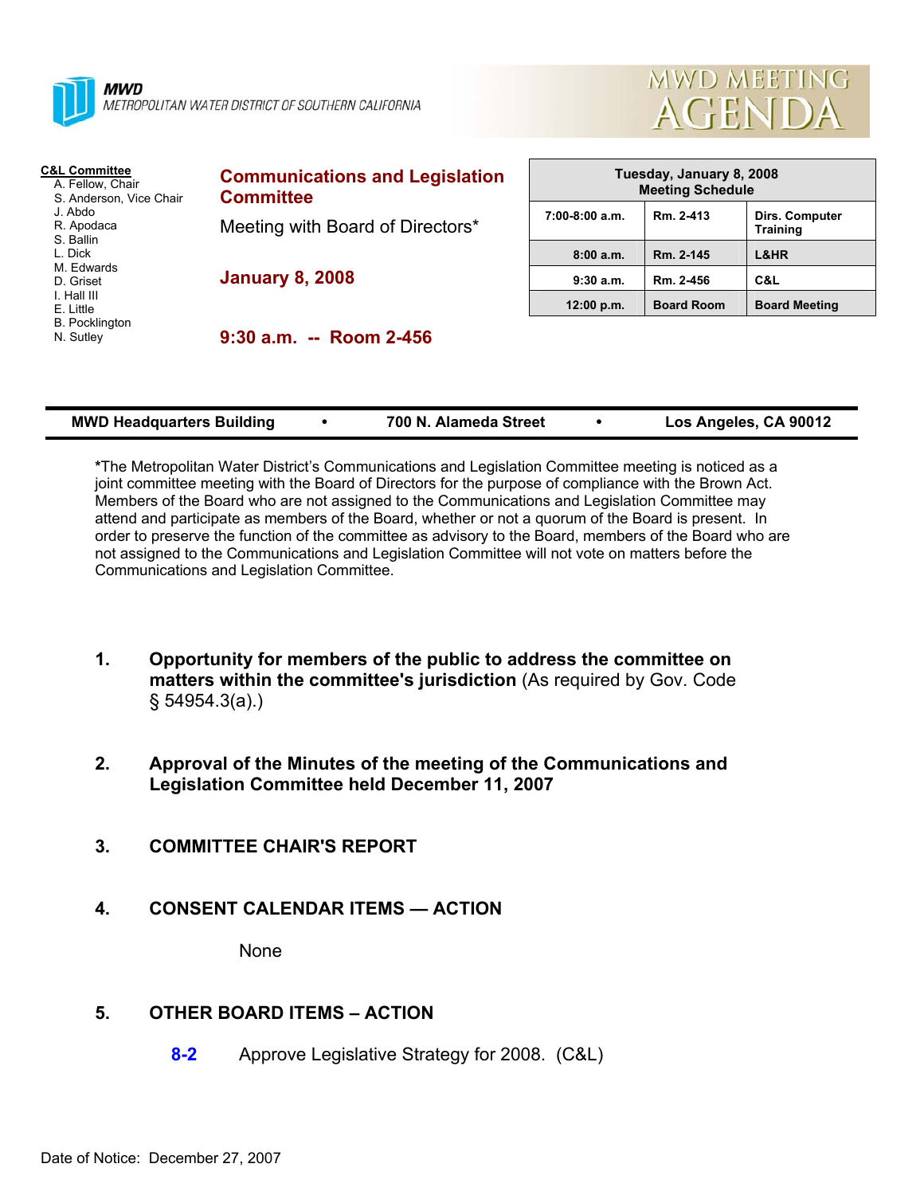**MWD**
METROPOLITAN WATER DISTRICT OF SOUTHERN CALIFORNIA

# MWD MEETING AGENDA

**C&L Committee**
A. Fellow, Chair
S. Anderson, Vice Chair
J. Abdo
R. Apodaca
S. Ballin
L. Dick
M. Edwards
D. Griset
I. Hall III
E. Little
B. Pocklington
N. Sutley

## Communications and Legislation Committee

Meeting with Board of Directors*

**January 8, 2008**

**9:30 a.m. -- Room 2-456**

| Tuesday, January 8, 2008 Meeting Schedule | | |
|---|---|---|
| 7:00-8:00 a.m. | Rm. 2-413 | Dirs. Computer Training |
| 8:00 a.m. | Rm. 2-145 | L&HR |
| 9:30 a.m. | Rm. 2-456 | C&L |
| 12:00 p.m. | Board Room | Board Meeting |

**MWD Headquarters Building • 700 N. Alameda Street • Los Angeles, CA 90012**

*The Metropolitan Water District's Communications and Legislation Committee meeting is noticed as a joint committee meeting with the Board of Directors for the purpose of compliance with the Brown Act. Members of the Board who are not assigned to the Communications and Legislation Committee may attend and participate as members of the Board, whether or not a quorum of the Board is present. In order to preserve the function of the committee as advisory to the Board, members of the Board who are not assigned to the Communications and Legislation Committee will not vote on matters before the Communications and Legislation Committee.

1. **Opportunity for members of the public to address the committee on matters within the committee's jurisdiction** (As required by Gov. Code § 54954.3(a).)

2. **Approval of the Minutes of the meeting of the Communications and Legislation Committee held December 11, 2007**

3. **COMMITTEE CHAIR'S REPORT**

4. **CONSENT CALENDAR ITEMS — ACTION**

   None

5. **OTHER BOARD ITEMS – ACTION**

   **8-2** Approve Legislative Strategy for 2008. (C&L)

Date of Notice: December 27, 2007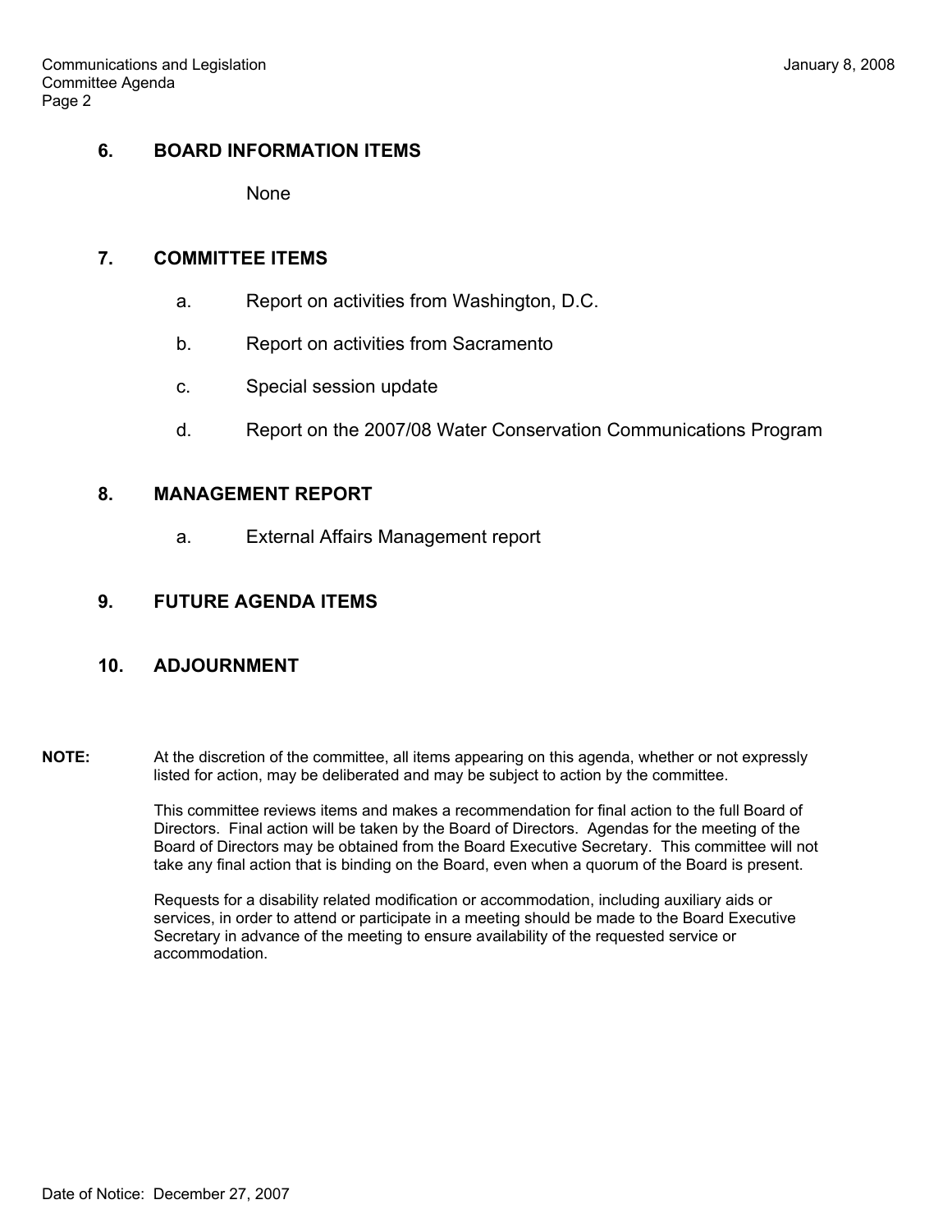## 6. BOARD INFORMATION ITEMS

None

## 7. COMMITTEE ITEMS

a. Report on activities from Washington, D.C.

b. Report on activities from Sacramento

c. Special session update

d. Report on the 2007/08 Water Conservation Communications Program

## 8. MANAGEMENT REPORT

a. External Affairs Management report

## 9. FUTURE AGENDA ITEMS

## 10. ADJOURNMENT

**NOTE:** At the discretion of the committee, all items appearing on this agenda, whether or not expressly listed for action, may be deliberated and may be subject to action by the committee.

This committee reviews items and makes a recommendation for final action to the full Board of Directors. Final action will be taken by the Board of Directors. Agendas for the meeting of the Board of Directors may be obtained from the Board Executive Secretary. This committee will not take any final action that is binding on the Board, even when a quorum of the Board is present.

Requests for a disability related modification or accommodation, including auxiliary aids or services, in order to attend or participate in a meeting should be made to the Board Executive Secretary in advance of the meeting to ensure availability of the requested service or accommodation.

Date of Notice: December 27, 2007